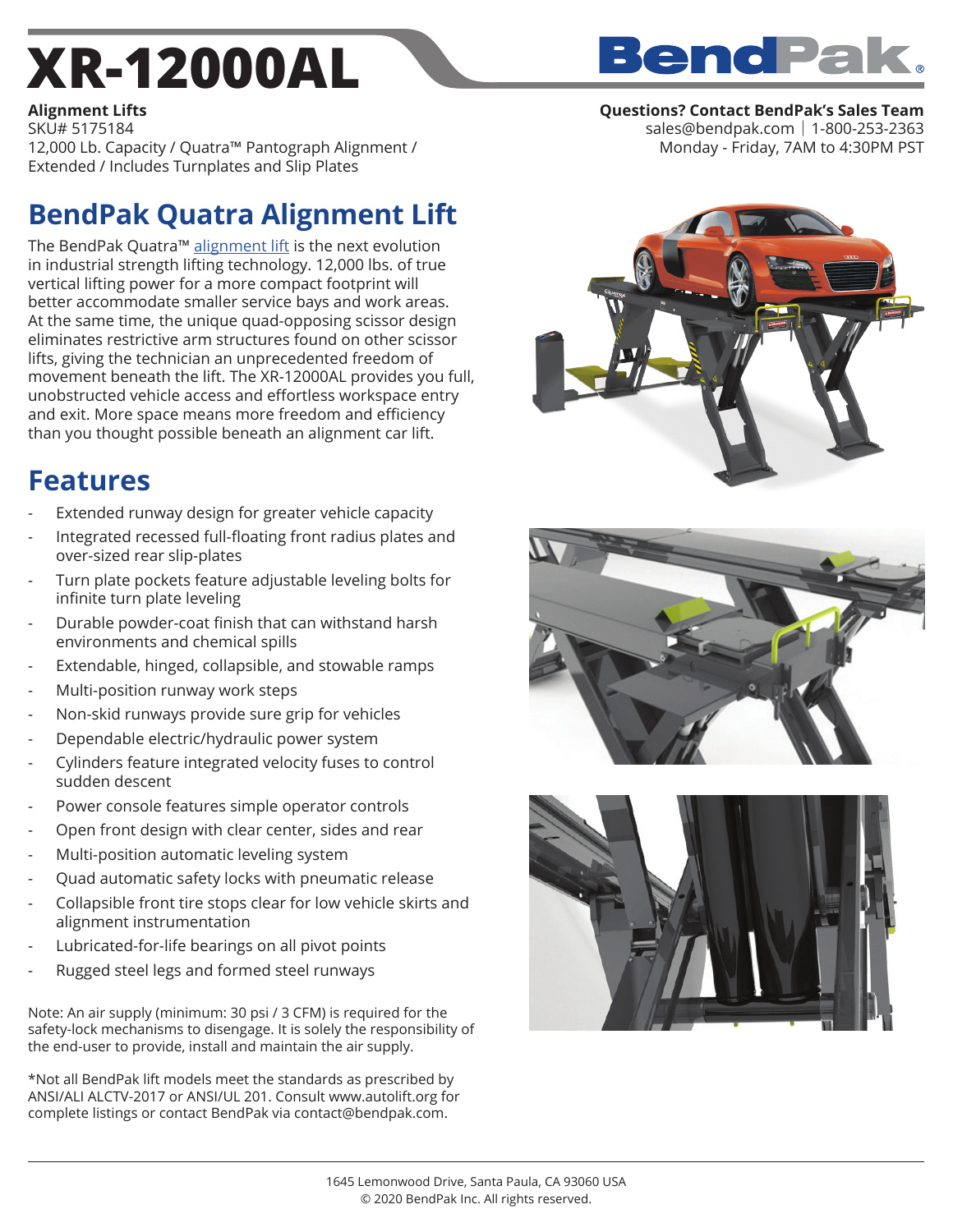# XR-12000AL

**Alignment Lifts**
SKU# 5175184
12,000 Lb. Capacity / Quatra™ Pantograph Alignment / Extended / Includes Turnplates and Slip Plates

**Questions? Contact BendPak's Sales Team**
sales@bendpak.com | 1-800-253-2363
Monday - Friday, 7AM to 4:30PM PST

## BendPak Quatra Alignment Lift

The BendPak Quatra™ alignment lift is the next evolution in industrial strength lifting technology. 12,000 lbs. of true vertical lifting power for a more compact footprint will better accommodate smaller service bays and work areas. At the same time, the unique quad-opposing scissor design eliminates restrictive arm structures found on other scissor lifts, giving the technician an unprecedented freedom of movement beneath the lift. The XR-12000AL provides you full, unobstructed vehicle access and effortless workspace entry and exit. More space means more freedom and efficiency than you thought possible beneath an alignment car lift.

## Features

- Extended runway design for greater vehicle capacity
- Integrated recessed full-floating front radius plates and over-sized rear slip-plates
- Turn plate pockets feature adjustable leveling bolts for infinite turn plate leveling
- Durable powder-coat finish that can withstand harsh environments and chemical spills
- Extendable, hinged, collapsible, and stowable ramps
- Multi-position runway work steps
- Non-skid runways provide sure grip for vehicles
- Dependable electric/hydraulic power system
- Cylinders feature integrated velocity fuses to control sudden descent
- Power console features simple operator controls
- Open front design with clear center, sides and rear
- Multi-position automatic leveling system
- Quad automatic safety locks with pneumatic release
- Collapsible front tire stops clear for low vehicle skirts and alignment instrumentation
- Lubricated-for-life bearings on all pivot points
- Rugged steel legs and formed steel runways

Note: An air supply (minimum: 30 psi / 3 CFM) is required for the safety-lock mechanisms to disengage. It is solely the responsibility of the end-user to provide, install and maintain the air supply.

*Not all BendPak lift models meet the standards as prescribed by ANSI/ALI ALCTV-2017 or ANSI/UL 201. Consult www.autolift.org for complete listings or contact BendPak via contact@bendpak.com.

1645 Lemonwood Drive, Santa Paula, CA 93060 USA
© 2020 BendPak Inc. All rights reserved.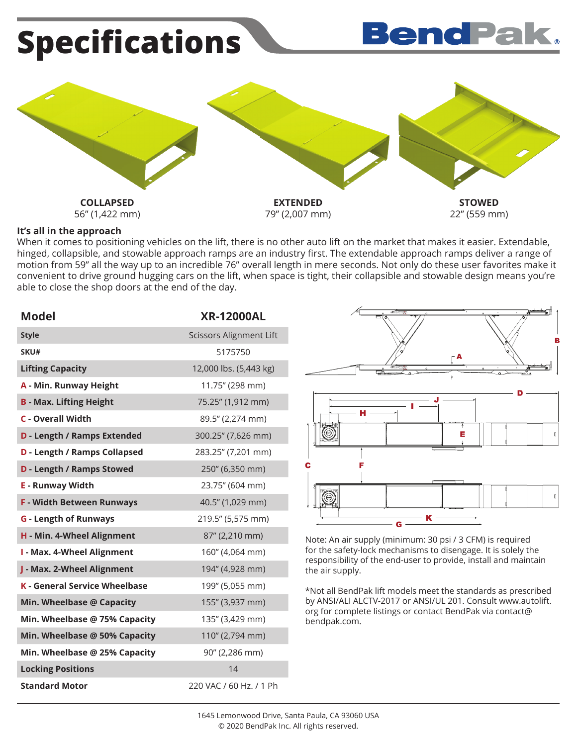# Specifications

BendPak

**COLLAPSED**
56" (1,422 mm)

**EXTENDED**
79" (2,007 mm)

**STOWED**
22" (559 mm)

**It's all in the approach**

When it comes to positioning vehicles on the lift, there is no other auto lift on the market that makes it easier. Extendable, hinged, collapsible, and stowable approach ramps are an industry first. The extendable approach ramps deliver a range of motion from 59" all the way up to an incredible 76" overall length in mere seconds. Not only do these user favorites make it convenient to drive ground hugging cars on the lift, when space is tight, their collapsible and stowable design means you're able to close the shop doors at the end of the day.

| Model | XR-12000AL |
|---|---|
| Style | Scissors Alignment Lift |
| SKU# | 5175750 |
| Lifting Capacity | 12,000 lbs. (5,443 kg) |
| A - Min. Runway Height | 11.75" (298 mm) |
| B - Max. Lifting Height | 75.25" (1,912 mm) |
| C - Overall Width | 89.5" (2,274 mm) |
| D - Length / Ramps Extended | 300.25" (7,626 mm) |
| D - Length / Ramps Collapsed | 283.25" (7,201 mm) |
| D - Length / Ramps Stowed | 250" (6,350 mm) |
| E - Runway Width | 23.75" (604 mm) |
| F - Width Between Runways | 40.5" (1,029 mm) |
| G - Length of Runways | 219.5" (5,575 mm) |
| H - Min. 4-Wheel Alignment | 87" (2,210 mm) |
| I - Max. 4-Wheel Alignment | 160" (4,064 mm) |
| J - Max. 2-Wheel Alignment | 194" (4,928 mm) |
| K - General Service Wheelbase | 199" (5,055 mm) |
| Min. Wheelbase @ Capacity | 155" (3,937 mm) |
| Min. Wheelbase @ 75% Capacity | 135" (3,429 mm) |
| Min. Wheelbase @ 50% Capacity | 110" (2,794 mm) |
| Min. Wheelbase @ 25% Capacity | 90" (2,286 mm) |
| Locking Positions | 14 |
| Standard Motor | 220 VAC / 60 Hz. / 1 Ph |

Note: An air supply (minimum: 30 psi / 3 CFM) is required for the safety-lock mechanisms to disengage. It is solely the responsibility of the end-user to provide, install and maintain the air supply.

*Not all BendPak lift models meet the standards as prescribed by ANSI/ALI ALCTV-2017 or ANSI/UL 201. Consult www.autolift.org for complete listings or contact BendPak via contact@bendpak.com.

1645 Lemonwood Drive, Santa Paula, CA 93060 USA
© 2020 BendPak Inc. All rights reserved.